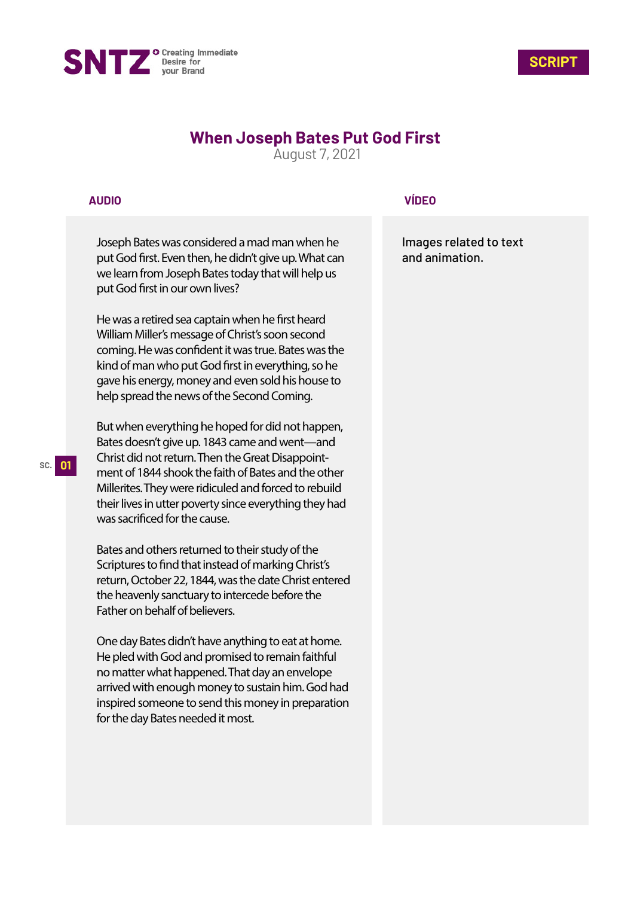SNTZ Creating Immediate Desire for your Brand

SCRIPT

# When Joseph Bates Put God First

August 7, 2021

| AUDIO | VÍDEO |
| --- | --- |
| Joseph Bates was considered a mad man when he put God first. Even then, he didn't give up. What can we learn from Joseph Bates today that will help us put God first in our own lives? | Images related to text and animation. |

SC. 01

**AUDIO**

Joseph Bates was considered a mad man when he put God first. Even then, he didn't give up. What can we learn from Joseph Bates today that will help us put God first in our own lives?

He was a retired sea captain when he first heard William Miller's message of Christ's soon second coming. He was confident it was true. Bates was the kind of man who put God first in everything, so he gave his energy, money and even sold his house to help spread the news of the Second Coming.

But when everything he hoped for did not happen, Bates doesn't give up. 1843 came and went—and Christ did not return. Then the Great Disappointment of 1844 shook the faith of Bates and the other Millerites. They were ridiculed and forced to rebuild their lives in utter poverty since everything they had was sacrificed for the cause.

Bates and others returned to their study of the Scriptures to find that instead of marking Christ's return, October 22, 1844, was the date Christ entered the heavenly sanctuary to intercede before the Father on behalf of believers.

One day Bates didn't have anything to eat at home. He pled with God and promised to remain faithful no matter what happened. That day an envelope arrived with enough money to sustain him. God had inspired someone to send this money in preparation for the day Bates needed it most.

**VÍDEO**

Images related to text and animation.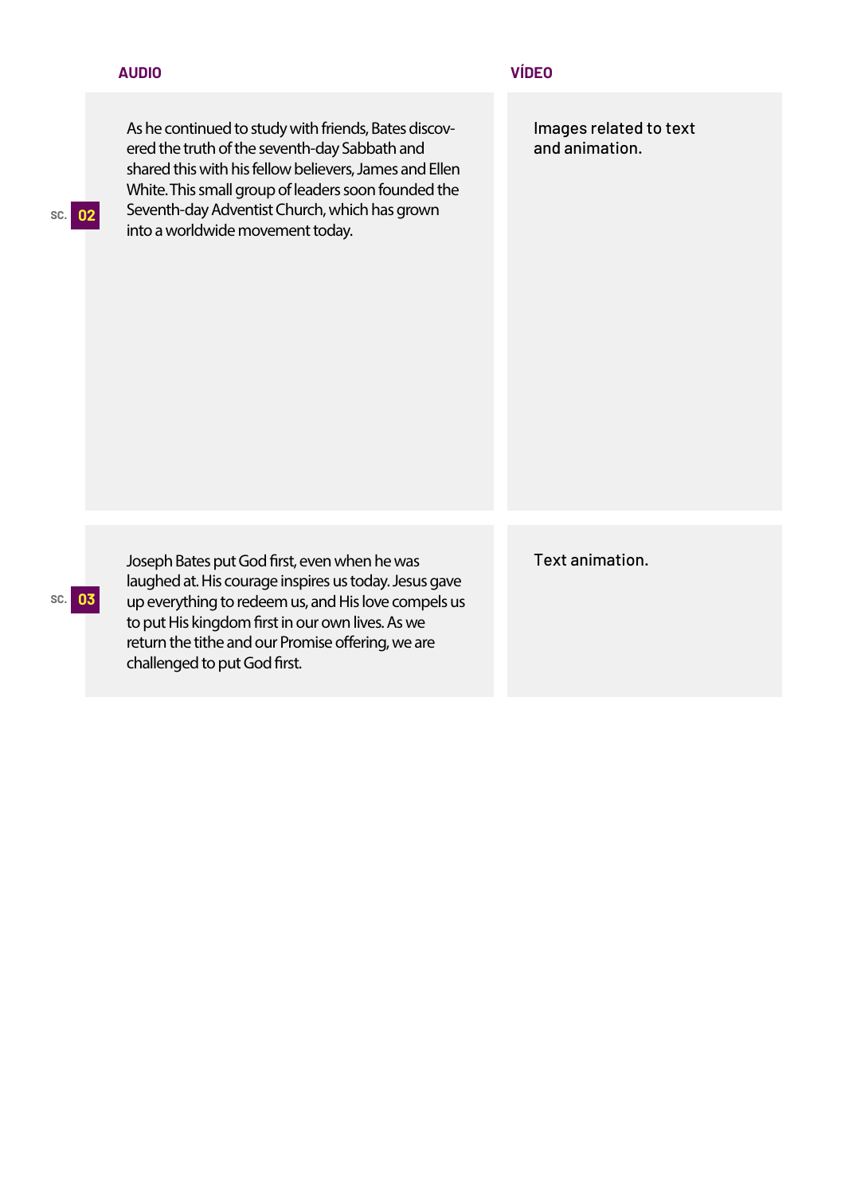| | AUDIO | VÍDEO |
|---|---|---|
| SC. 02 | As he continued to study with friends, Bates discovered the truth of the seventh-day Sabbath and shared this with his fellow believers, James and Ellen White. This small group of leaders soon founded the Seventh-day Adventist Church, which has grown into a worldwide movement today. | Images related to text and animation. |
| SC. 03 | Joseph Bates put God first, even when he was laughed at. His courage inspires us today. Jesus gave up everything to redeem us, and His love compels us to put His kingdom first in our own lives. As we return the tithe and our Promise offering, we are challenged to put God first. | Text animation. |